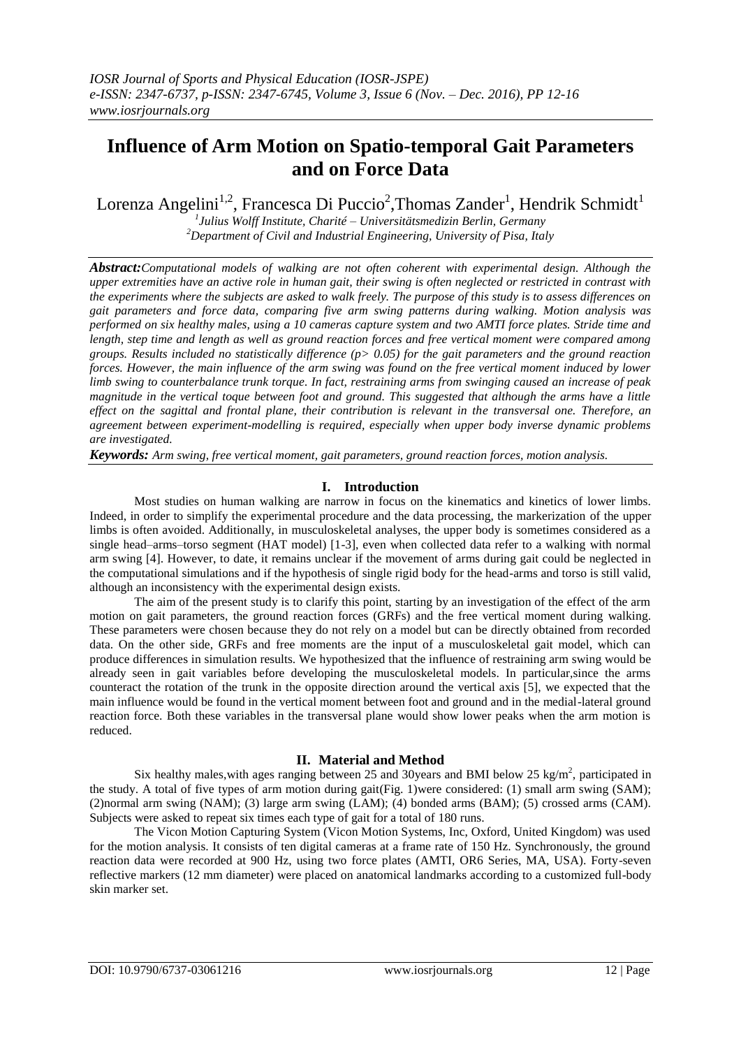# Influence of Arm Motion on Spatio-temporal Gait Parameters and on Force Data

Lorenza Angelini[1,2], Francesca Di Puccio[2], Thomas Zander[1], Hendrik Schmidt[1]

[1]*Julius Wolff Institute, Charité – Universitätsmedizin Berlin, Germany*
[2]*Department of Civil and Industrial Engineering, University of Pisa, Italy*

***Abstract:*** *Computational models of walking are not often coherent with experimental design. Although the upper extremities have an active role in human gait, their swing is often neglected or restricted in contrast with the experiments where the subjects are asked to walk freely. The purpose of this study is to assess differences on gait parameters and force data, comparing five arm swing patterns during walking. Motion analysis was performed on six healthy males, using a 10 cameras capture system and two AMTI force plates. Stride time and length, step time and length as well as ground reaction forces and free vertical moment were compared among groups. Results included no statistically difference ($p > 0.05$) for the gait parameters and the ground reaction forces. However, the main influence of the arm swing was found on the free vertical moment induced by lower limb swing to counterbalance trunk torque. In fact, restraining arms from swinging caused an increase of peak magnitude in the vertical toque between foot and ground. This suggested that although the arms have a little effect on the sagittal and frontal plane, their contribution is relevant in the transversal one. Therefore, an agreement between experiment-modelling is required, especially when upper body inverse dynamic problems are investigated.*

***Keywords:*** *Arm swing, free vertical moment, gait parameters, ground reaction forces, motion analysis.*

## I. Introduction

Most studies on human walking are narrow in focus on the kinematics and kinetics of lower limbs. Indeed, in order to simplify the experimental procedure and the data processing, the markerization of the upper limbs is often avoided. Additionally, in musculoskeletal analyses, the upper body is sometimes considered as a single head–arms–torso segment (HAT model) [1-3], even when collected data refer to a walking with normal arm swing [4]. However, to date, it remains unclear if the movement of arms during gait could be neglected in the computational simulations and if the hypothesis of single rigid body for the head-arms and torso is still valid, although an inconsistency with the experimental design exists.

The aim of the present study is to clarify this point, starting by an investigation of the effect of the arm motion on gait parameters, the ground reaction forces (GRFs) and the free vertical moment during walking. These parameters were chosen because they do not rely on a model but can be directly obtained from recorded data. On the other side, GRFs and free moments are the input of a musculoskeletal gait model, which can produce differences in simulation results. We hypothesized that the influence of restraining arm swing would be already seen in gait variables before developing the musculoskeletal models. In particular,since the arms counteract the rotation of the trunk in the opposite direction around the vertical axis [5], we expected that the main influence would be found in the vertical moment between foot and ground and in the medial-lateral ground reaction force. Both these variables in the transversal plane would show lower peaks when the arm motion is reduced.

## II. Material and Method

Six healthy males,with ages ranging between 25 and 30years and BMI below 25 kg/m$^2$, participated in the study. A total of five types of arm motion during gait(Fig. 1)were considered: (1) small arm swing (SAM); (2)normal arm swing (NAM); (3) large arm swing (LAM); (4) bonded arms (BAM); (5) crossed arms (CAM). Subjects were asked to repeat six times each type of gait for a total of 180 runs.

The Vicon Motion Capturing System (Vicon Motion Systems, Inc, Oxford, United Kingdom) was used for the motion analysis. It consists of ten digital cameras at a frame rate of 150 Hz. Synchronously, the ground reaction data were recorded at 900 Hz, using two force plates (AMTI, OR6 Series, MA, USA). Forty-seven reflective markers (12 mm diameter) were placed on anatomical landmarks according to a customized full-body skin marker set.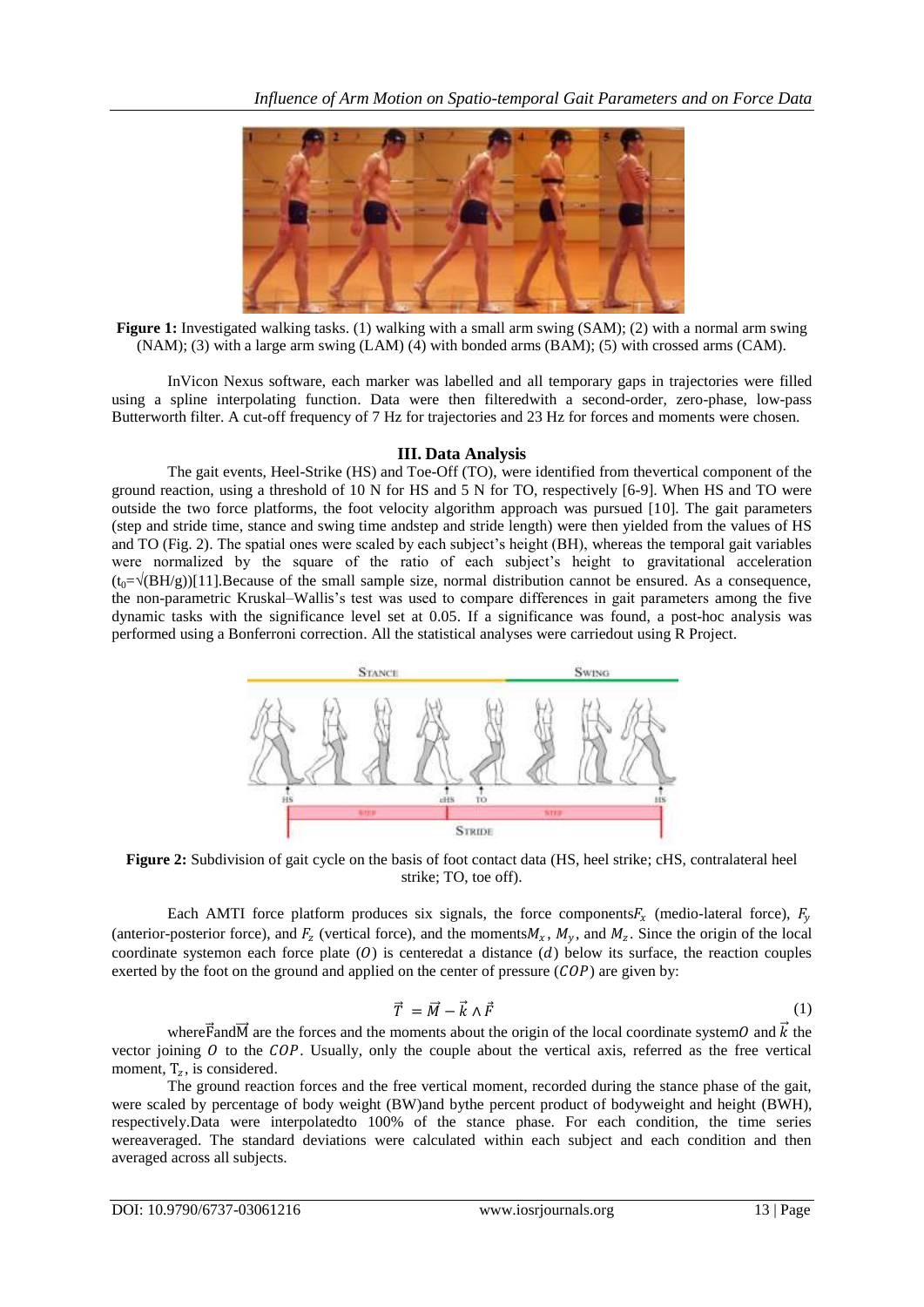**Figure 1:** Investigated walking tasks. (1) walking with a small arm swing (SAM); (2) with a normal arm swing (NAM); (3) with a large arm swing (LAM) (4) with bonded arms (BAM); (5) with crossed arms (CAM).

InVicon Nexus software, each marker was labelled and all temporary gaps in trajectories were filled using a spline interpolating function. Data were then filteredwith a second-order, zero-phase, low-pass Butterworth filter. A cut-off frequency of 7 Hz for trajectories and 23 Hz for forces and moments were chosen.

## III. Data Analysis

The gait events, Heel-Strike (HS) and Toe-Off (TO), were identified from thevertical component of the ground reaction, using a threshold of 10 N for HS and 5 N for TO, respectively [6-9]. When HS and TO were outside the two force platforms, the foot velocity algorithm approach was pursued [10]. The gait parameters (step and stride time, stance and swing time andstep and stride length) were then yielded from the values of HS and TO (Fig. 2). The spatial ones were scaled by each subject's height (BH), whereas the temporal gait variables were normalized by the square of the ratio of each subject's height to gravitational acceleration ($t_0=\sqrt{(BH/g)}$)[11].Because of the small sample size, normal distribution cannot be ensured. As a consequence, the non-parametric Kruskal–Wallis's test was used to compare differences in gait parameters among the five dynamic tasks with the significance level set at 0.05. If a significance was found, a post-hoc analysis was performed using a Bonferroni correction. All the statistical analyses were carriedout using R Project.

**Figure 2:** Subdivision of gait cycle on the basis of foot contact data (HS, heel strike; cHS, contralateral heel strike; TO, toe off).

Each AMTI force platform produces six signals, the force components$F_x$ (medio-lateral force), $F_y$ (anterior-posterior force), and $F_z$ (vertical force), and the moments$M_x$, $M_y$, and $M_z$. Since the origin of the local coordinate systemon each force plate ($O$) is centeredat a distance ($d$) below its surface, the reaction couples exerted by the foot on the ground and applied on the center of pressure ($COP$) are given by:

$$\vec{T} = \vec{M} - \vec{k} \wedge \vec{F} \tag{1}$$

where$\vec{F}$and$\vec{M}$ are the forces and the moments about the origin of the local coordinate system$O$ and $\vec{k}$ the vector joining $O$ to the $COP$. Usually, only the couple about the vertical axis, referred as the free vertical moment, $T_z$, is considered.

The ground reaction forces and the free vertical moment, recorded during the stance phase of the gait, were scaled by percentage of body weight (BW)and bythe percent product of bodyweight and height (BWH), respectively.Data were interpolatedto 100% of the stance phase. For each condition, the time series wereaveraged. The standard deviations were calculated within each subject and each condition and then averaged across all subjects.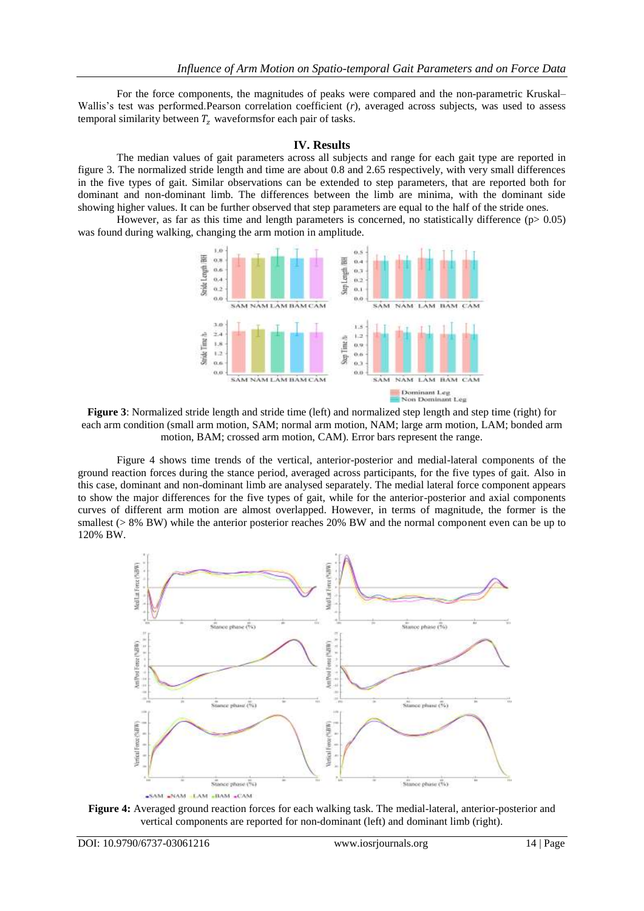For the force components, the magnitudes of peaks were compared and the non-parametric Kruskal–Wallis's test was performed.Pearson correlation coefficient (*r*), averaged across subjects, was used to assess temporal similarity between $T_z$ waveformsfor each pair of tasks.

## IV. Results

The median values of gait parameters across all subjects and range for each gait type are reported in figure 3. The normalized stride length and time are about 0.8 and 2.65 respectively, with very small differences in the five types of gait. Similar observations can be extended to step parameters, that are reported both for dominant and non-dominant limb. The differences between the limb are minima, with the dominant side showing higher values. It can be further observed that step parameters are equal to the half of the stride ones.

However, as far as this time and length parameters is concerned, no statistically difference ($p > 0.05$) was found during walking, changing the arm motion in amplitude.

**Figure 3**: Normalized stride length and stride time (left) and normalized step length and step time (right) for each arm condition (small arm motion, SAM; normal arm motion, NAM; large arm motion, LAM; bonded arm motion, BAM; crossed arm motion, CAM). Error bars represent the range.

Figure 4 shows time trends of the vertical, anterior-posterior and medial-lateral components of the ground reaction forces during the stance period, averaged across participants, for the five types of gait. Also in this case, dominant and non-dominant limb are analysed separately. The medial lateral force component appears to show the major differences for the five types of gait, while for the anterior-posterior and axial components curves of different arm motion are almost overlapped. However, in terms of magnitude, the former is the smallest (> 8% BW) while the anterior posterior reaches 20% BW and the normal component even can be up to 120% BW.

**Figure 4:** Averaged ground reaction forces for each walking task. The medial-lateral, anterior-posterior and vertical components are reported for non-dominant (left) and dominant limb (right).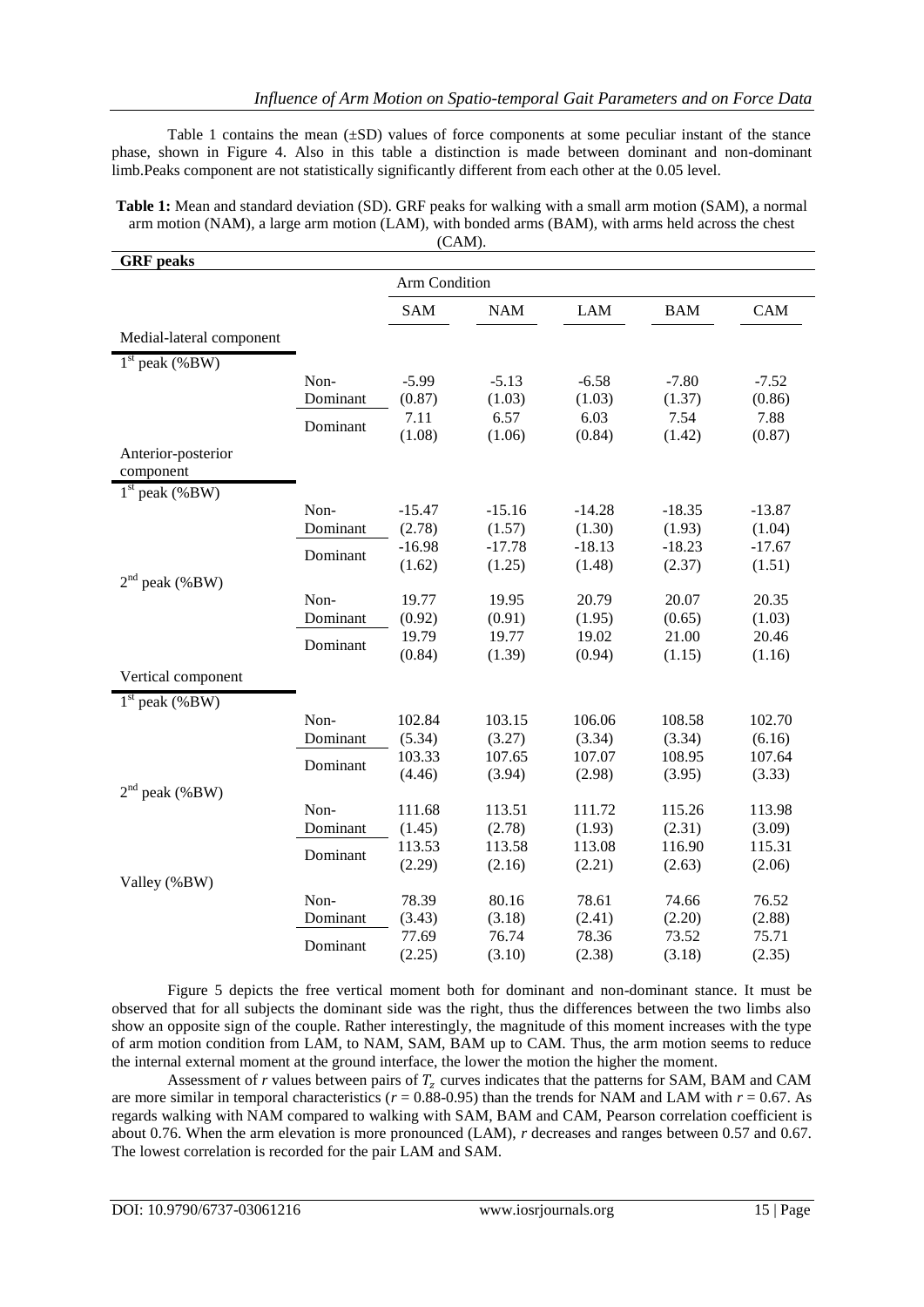Table 1 contains the mean (±SD) values of force components at some peculiar instant of the stance phase, shown in Figure 4. Also in this table a distinction is made between dominant and non-dominant limb.Peaks component are not statistically significantly different from each other at the 0.05 level.

**Table 1:** Mean and standard deviation (SD). GRF peaks for walking with a small arm motion (SAM), a normal arm motion (NAM), a large arm motion (LAM), with bonded arms (BAM), with arms held across the chest (CAM).

| GRF peaks | | Arm Condition | | | | |
|---|---|---|---|---|---|---|
| | | SAM | NAM | LAM | BAM | CAM |
| Medial-lateral component | | | | | | |
| $1^{st}$ peak (%BW) | | | | | | |
| | Non-Dominant | -5.99 (0.87) | -5.13 (1.03) | -6.58 (1.03) | -7.80 (1.37) | -7.52 (0.86) |
| | Dominant | 7.11 (1.08) | 6.57 (1.06) | 6.03 (0.84) | 7.54 (1.42) | 7.88 (0.87) |
| Anterior-posterior component | | | | | | |
| $1^{st}$ peak (%BW) | | | | | | |
| | Non-Dominant | -15.47 (2.78) | -15.16 (1.57) | -14.28 (1.30) | -18.35 (1.93) | -13.87 (1.04) |
| | Dominant | -16.98 (1.62) | -17.78 (1.25) | -18.13 (1.48) | -18.23 (2.37) | -17.67 (1.51) |
| $2^{nd}$ peak (%BW) | | | | | | |
| | Non-Dominant | 19.77 (0.92) | 19.95 (0.91) | 20.79 (1.95) | 20.07 (0.65) | 20.35 (1.03) |
| | Dominant | 19.79 (0.84) | 19.77 (1.39) | 19.02 (0.94) | 21.00 (1.15) | 20.46 (1.16) |
| Vertical component | | | | | | |
| $1^{st}$ peak (%BW) | | | | | | |
| | Non-Dominant | 102.84 (5.34) | 103.15 (3.27) | 106.06 (3.34) | 108.58 (3.34) | 102.70 (6.16) |
| | Dominant | 103.33 (4.46) | 107.65 (3.94) | 107.07 (2.98) | 108.95 (3.95) | 107.64 (3.33) |
| $2^{nd}$ peak (%BW) | | | | | | |
| | Non-Dominant | 111.68 (1.45) | 113.51 (2.78) | 111.72 (1.93) | 115.26 (2.31) | 113.98 (3.09) |
| | Dominant | 113.53 (2.29) | 113.58 (2.16) | 113.08 (2.21) | 116.90 (2.63) | 115.31 (2.06) |
| Valley (%BW) | | | | | | |
| | Non-Dominant | 78.39 (3.43) | 80.16 (3.18) | 78.61 (2.41) | 74.66 (2.20) | 76.52 (2.88) |
| | Dominant | 77.69 (2.25) | 76.74 (3.10) | 78.36 (2.38) | 73.52 (3.18) | 75.71 (2.35) |

Figure 5 depicts the free vertical moment both for dominant and non-dominant stance. It must be observed that for all subjects the dominant side was the right, thus the differences between the two limbs also show an opposite sign of the couple. Rather interestingly, the magnitude of this moment increases with the type of arm motion condition from LAM, to NAM, SAM, BAM up to CAM. Thus, the arm motion seems to reduce the internal external moment at the ground interface, the lower the motion the higher the moment.

Assessment of *r* values between pairs of $T_z$ curves indicates that the patterns for SAM, BAM and CAM are more similar in temporal characteristics ($r$ = 0.88-0.95) than the trends for NAM and LAM with $r$ = 0.67. As regards walking with NAM compared to walking with SAM, BAM and CAM, Pearson correlation coefficient is about 0.76. When the arm elevation is more pronounced (LAM), *r* decreases and ranges between 0.57 and 0.67. The lowest correlation is recorded for the pair LAM and SAM.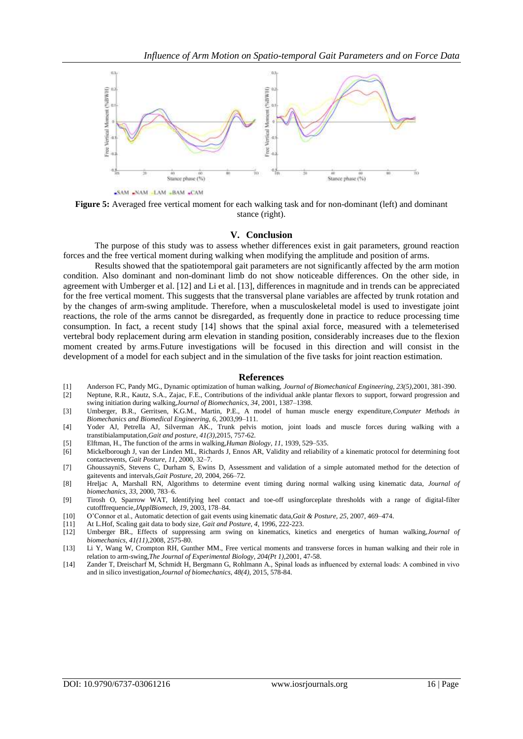Free Vertical Moment (%BWH)

Stance phase (%)

Free Vertical Moment (%BWH)

Stance phase (%)

SAM NAM LAM BAM CAM

**Figure 5:** Averaged free vertical moment for each walking task and for non-dominant (left) and dominant stance (right).

## V. Conclusion

The purpose of this study was to assess whether differences exist in gait parameters, ground reaction forces and the free vertical moment during walking when modifying the amplitude and position of arms.

Results showed that the spatiotemporal gait parameters are not significantly affected by the arm motion condition. Also dominant and non-dominant limb do not show noticeable differences. On the other side, in agreement with Umberger et al. [12] and Li et al. [13], differences in magnitude and in trends can be appreciated for the free vertical moment. This suggests that the transversal plane variables are affected by trunk rotation and by the changes of arm-swing amplitude. Therefore, when a musculoskeletal model is used to investigate joint reactions, the role of the arms cannot be disregarded, as frequently done in practice to reduce processing time consumption. In fact, a recent study [14] shows that the spinal axial force, measured with a telemeterised vertebral body replacement during arm elevation in standing position, considerably increases due to the flexion moment created by arms.Future investigations will be focused in this direction and will consist in the development of a model for each subject and in the simulation of the five tasks for joint reaction estimation.

## References

[1] Anderson FC, Pandy MG., Dynamic optimization of human walking, *Journal of Biomechanical Engineering, 23(5),*2001, 381-390.

[2] Neptune, R.R., Kautz, S.A., Zajac, F.E., Contributions of the individual ankle plantar flexors to support, forward progression and swing initiation during walking,*Journal of Biomechanics, 34*, 2001, 1387–1398.

[3] Umberger, B.R., Gerritsen, K.G.M., Martin, P.E., A model of human muscle energy expenditure,*Computer Methods in Biomechanics and Biomedical Engineering, 6*, 2003,99–111.

[4] Yoder AJ, Petrella AJ, Silverman AK., Trunk pelvis motion, joint loads and muscle forces during walking with a transtibialamputation,*Gait and posture, 41(3),*2015, 757-62.

[5] Elftman, H., The function of the arms in walking,*Human Biology, 11*, 1939, 529–535.

[6] Mickelborough J, van der Linden ML, Richards J, Ennos AR, Validity and reliability of a kinematic protocol for determining foot contactevents, *Gait Posture, 11*, 2000, 32–7.

[7] GhoussayniS, Stevens C, Durham S, Ewins D, Assessment and validation of a simple automated method for the detection of gaitevents and intervals,*Gait Posture, 20*, 2004, 266–72.

[8] Hreljac A, Marshall RN, Algorithms to determine event timing during normal walking using kinematic data, *Journal of biomechanics, 33*, 2000, 783–6.

[9] Tirosh O, Sparrow WAT, Identifying heel contact and toe-off usingforceplate thresholds with a range of digital-filter cutofffrequencie,*JApplBiomech, 19*, 2003, 178–84.

[10] O'Connor et al., Automatic detection of gait events using kinematic data,*Gait & Posture, 25*, 2007, 469–474.

[11] At L.Hof, Scaling gait data to body size, *Gait and Posture, 4*, 1996, 222-223.

[12] Umberger BR., Effects of suppressing arm swing on kinematics, kinetics and energetics of human walking,*Journal of biomechanics, 41(11),*2008, 2575-80.

[13] Li Y, Wang W, Crompton RH, Gunther MM., Free vertical moments and transverse forces in human walking and their role in relation to arm-swing,*The Journal of Experimental Biology, 204(Pt 1),*2001, 47-58.

[14] Zander T, Dreischarf M, Schmidt H, Bergmann G, Rohlmann A., Spinal loads as influenced by external loads: A combined in vivo and in silico investigation,*Journal of biomechanics, 48(4),* 2015, 578-84.